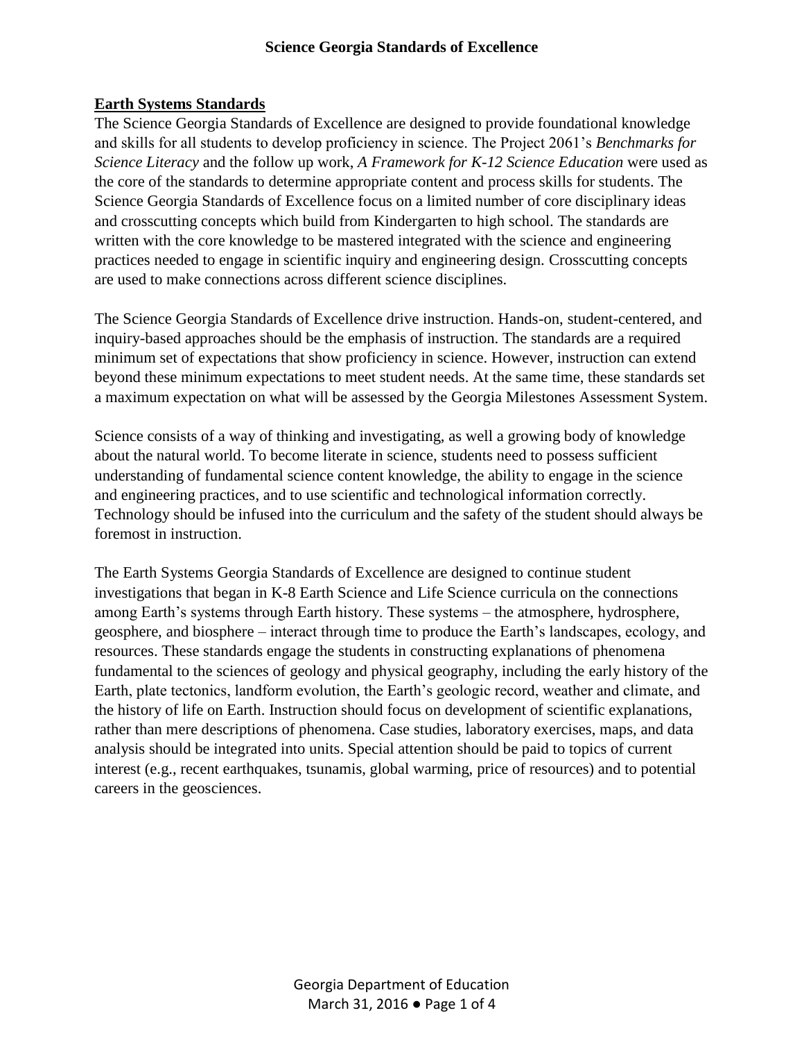# Science Georgia Standards of Excellence

## Earth Systems Standards

The Science Georgia Standards of Excellence are designed to provide foundational knowledge and skills for all students to develop proficiency in science. The Project 2061's *Benchmarks for Science Literacy* and the follow up work, *A Framework for K-12 Science Education* were used as the core of the standards to determine appropriate content and process skills for students. The Science Georgia Standards of Excellence focus on a limited number of core disciplinary ideas and crosscutting concepts which build from Kindergarten to high school. The standards are written with the core knowledge to be mastered integrated with the science and engineering practices needed to engage in scientific inquiry and engineering design. Crosscutting concepts are used to make connections across different science disciplines.

The Science Georgia Standards of Excellence drive instruction. Hands-on, student-centered, and inquiry-based approaches should be the emphasis of instruction. The standards are a required minimum set of expectations that show proficiency in science. However, instruction can extend beyond these minimum expectations to meet student needs. At the same time, these standards set a maximum expectation on what will be assessed by the Georgia Milestones Assessment System.

Science consists of a way of thinking and investigating, as well a growing body of knowledge about the natural world. To become literate in science, students need to possess sufficient understanding of fundamental science content knowledge, the ability to engage in the science and engineering practices, and to use scientific and technological information correctly. Technology should be infused into the curriculum and the safety of the student should always be foremost in instruction.

The Earth Systems Georgia Standards of Excellence are designed to continue student investigations that began in K-8 Earth Science and Life Science curricula on the connections among Earth's systems through Earth history. These systems – the atmosphere, hydrosphere, geosphere, and biosphere – interact through time to produce the Earth's landscapes, ecology, and resources. These standards engage the students in constructing explanations of phenomena fundamental to the sciences of geology and physical geography, including the early history of the Earth, plate tectonics, landform evolution, the Earth's geologic record, weather and climate, and the history of life on Earth. Instruction should focus on development of scientific explanations, rather than mere descriptions of phenomena. Case studies, laboratory exercises, maps, and data analysis should be integrated into units. Special attention should be paid to topics of current interest (e.g., recent earthquakes, tsunamis, global warming, price of resources) and to potential careers in the geosciences.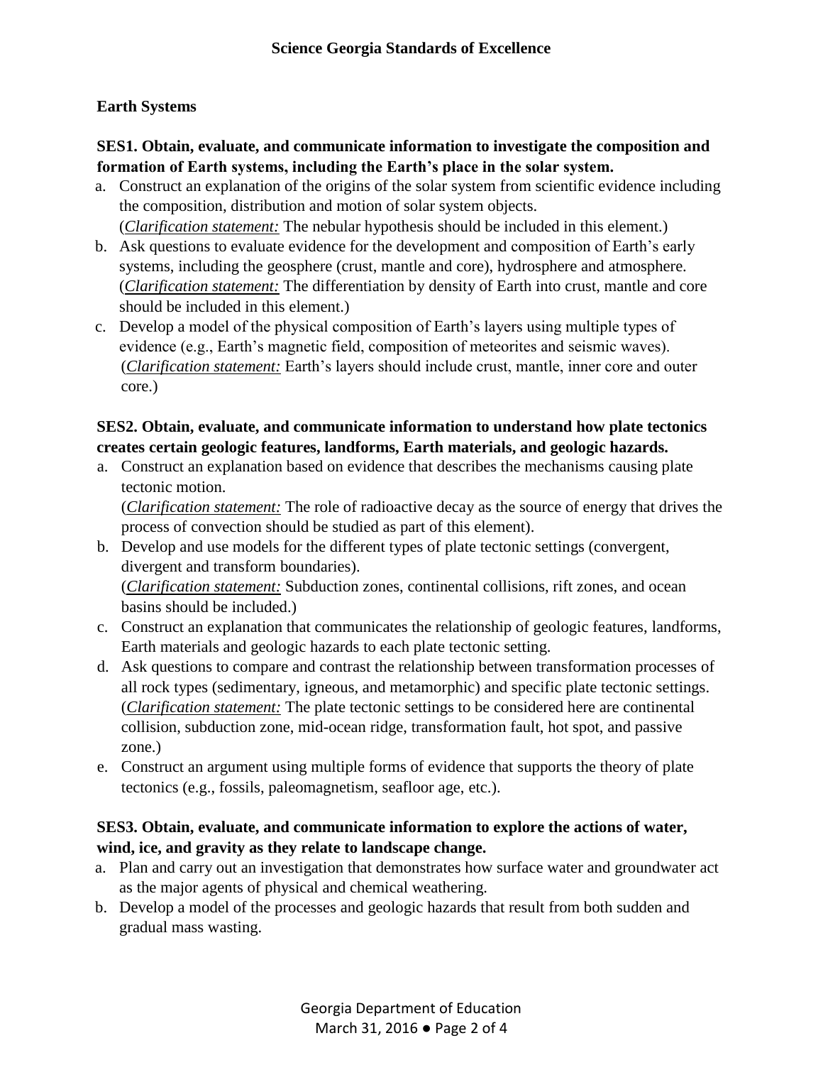## Earth Systems

**SES1. Obtain, evaluate, and communicate information to investigate the composition and formation of Earth systems, including the Earth's place in the solar system.**

a. Construct an explanation of the origins of the solar system from scientific evidence including the composition, distribution and motion of solar system objects.
   (*Clarification statement:* The nebular hypothesis should be included in this element.)
b. Ask questions to evaluate evidence for the development and composition of Earth's early systems, including the geosphere (crust, mantle and core), hydrosphere and atmosphere.
   (*Clarification statement:* The differentiation by density of Earth into crust, mantle and core should be included in this element.)
c. Develop a model of the physical composition of Earth's layers using multiple types of evidence (e.g., Earth's magnetic field, composition of meteorites and seismic waves).
   (*Clarification statement:* Earth's layers should include crust, mantle, inner core and outer core.)

**SES2. Obtain, evaluate, and communicate information to understand how plate tectonics creates certain geologic features, landforms, Earth materials, and geologic hazards.**

a. Construct an explanation based on evidence that describes the mechanisms causing plate tectonic motion.
   (*Clarification statement:* The role of radioactive decay as the source of energy that drives the process of convection should be studied as part of this element).
b. Develop and use models for the different types of plate tectonic settings (convergent, divergent and transform boundaries).
   (*Clarification statement:* Subduction zones, continental collisions, rift zones, and ocean basins should be included.)
c. Construct an explanation that communicates the relationship of geologic features, landforms, Earth materials and geologic hazards to each plate tectonic setting.
d. Ask questions to compare and contrast the relationship between transformation processes of all rock types (sedimentary, igneous, and metamorphic) and specific plate tectonic settings.
   (*Clarification statement:* The plate tectonic settings to be considered here are continental collision, subduction zone, mid-ocean ridge, transformation fault, hot spot, and passive zone.)
e. Construct an argument using multiple forms of evidence that supports the theory of plate tectonics (e.g., fossils, paleomagnetism, seafloor age, etc.).

**SES3. Obtain, evaluate, and communicate information to explore the actions of water, wind, ice, and gravity as they relate to landscape change.**

a. Plan and carry out an investigation that demonstrates how surface water and groundwater act as the major agents of physical and chemical weathering.
b. Develop a model of the processes and geologic hazards that result from both sudden and gradual mass wasting.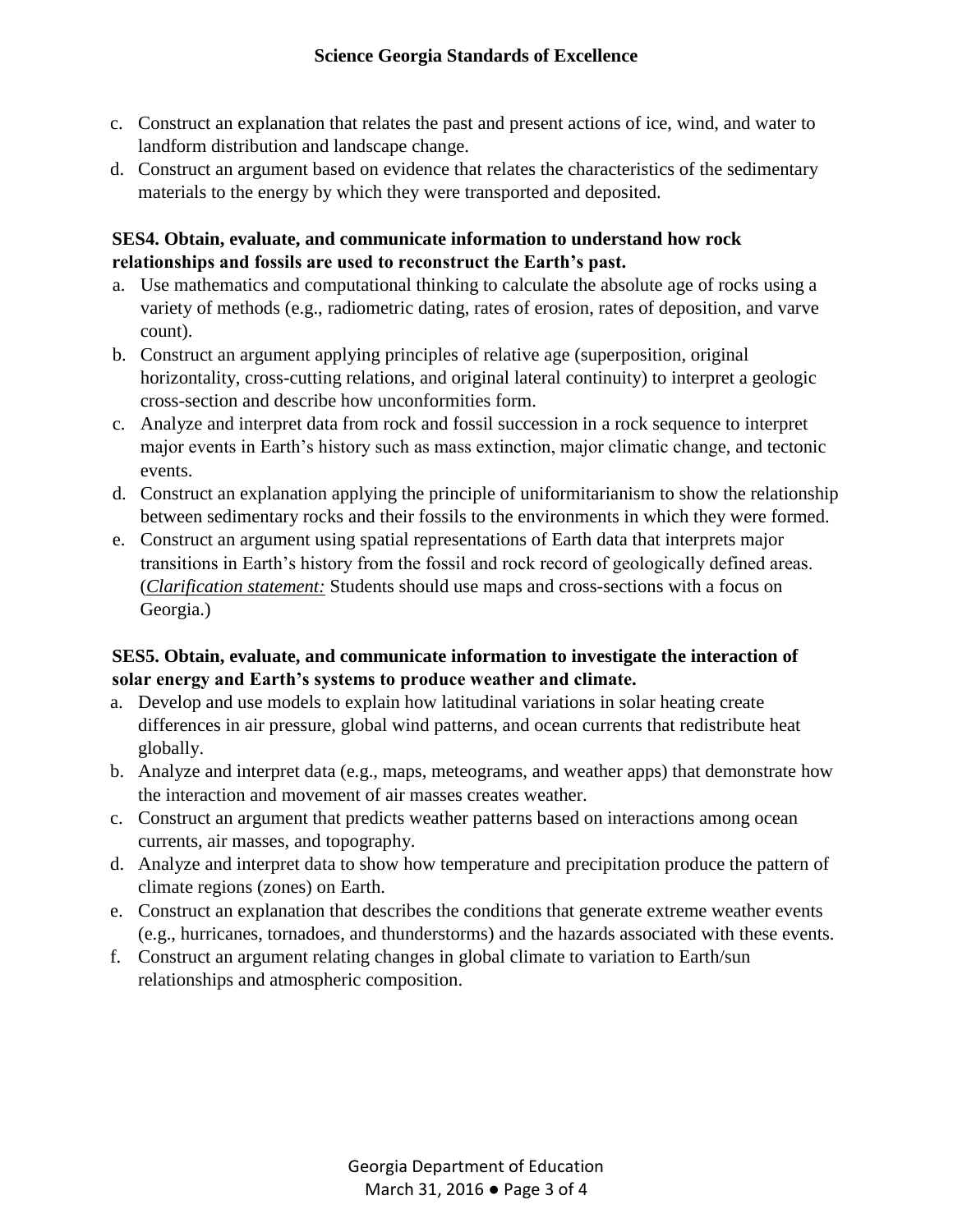c. Construct an explanation that relates the past and present actions of ice, wind, and water to landform distribution and landscape change.

d. Construct an argument based on evidence that relates the characteristics of the sedimentary materials to the energy by which they were transported and deposited.

**SES4. Obtain, evaluate, and communicate information to understand how rock relationships and fossils are used to reconstruct the Earth's past.**

a. Use mathematics and computational thinking to calculate the absolute age of rocks using a variety of methods (e.g., radiometric dating, rates of erosion, rates of deposition, and varve count).

b. Construct an argument applying principles of relative age (superposition, original horizontality, cross-cutting relations, and original lateral continuity) to interpret a geologic cross-section and describe how unconformities form.

c. Analyze and interpret data from rock and fossil succession in a rock sequence to interpret major events in Earth's history such as mass extinction, major climatic change, and tectonic events.

d. Construct an explanation applying the principle of uniformitarianism to show the relationship between sedimentary rocks and their fossils to the environments in which they were formed.

e. Construct an argument using spatial representations of Earth data that interprets major transitions in Earth's history from the fossil and rock record of geologically defined areas. (*Clarification statement:* Students should use maps and cross-sections with a focus on Georgia.)

**SES5. Obtain, evaluate, and communicate information to investigate the interaction of solar energy and Earth's systems to produce weather and climate.**

a. Develop and use models to explain how latitudinal variations in solar heating create differences in air pressure, global wind patterns, and ocean currents that redistribute heat globally.

b. Analyze and interpret data (e.g., maps, meteograms, and weather apps) that demonstrate how the interaction and movement of air masses creates weather.

c. Construct an argument that predicts weather patterns based on interactions among ocean currents, air masses, and topography.

d. Analyze and interpret data to show how temperature and precipitation produce the pattern of climate regions (zones) on Earth.

e. Construct an explanation that describes the conditions that generate extreme weather events (e.g., hurricanes, tornadoes, and thunderstorms) and the hazards associated with these events.

f. Construct an argument relating changes in global climate to variation to Earth/sun relationships and atmospheric composition.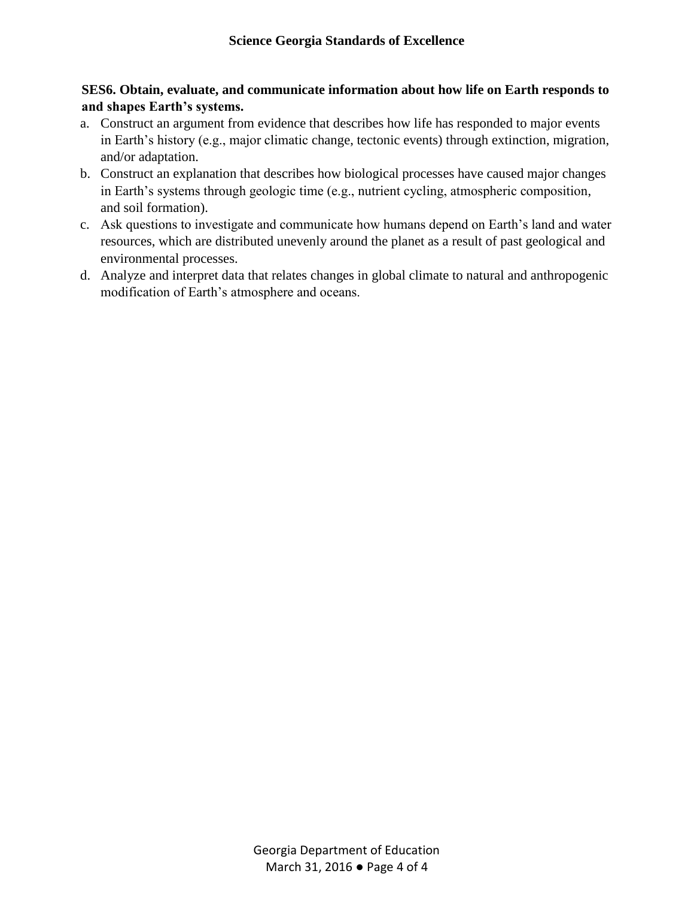**SES6. Obtain, evaluate, and communicate information about how life on Earth responds to and shapes Earth's systems.**

a. Construct an argument from evidence that describes how life has responded to major events in Earth's history (e.g., major climatic change, tectonic events) through extinction, migration, and/or adaptation.
b. Construct an explanation that describes how biological processes have caused major changes in Earth's systems through geologic time (e.g., nutrient cycling, atmospheric composition, and soil formation).
c. Ask questions to investigate and communicate how humans depend on Earth's land and water resources, which are distributed unevenly around the planet as a result of past geological and environmental processes.
d. Analyze and interpret data that relates changes in global climate to natural and anthropogenic modification of Earth's atmosphere and oceans.